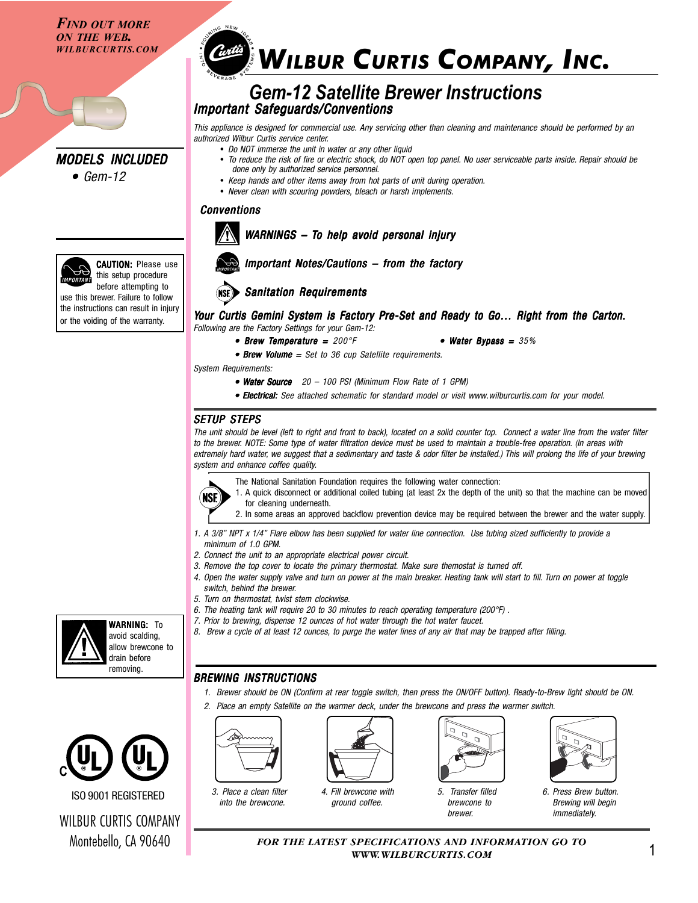*FIND OUT MORE ON THE WEB. WILBURCURTIS.COM*

## MODELS INCLUDED

- Gem-12

**CAUTION:** Please use this setup procedure before attempting to use this brewer. Failure to follow the instructions can result in injury or the voiding of the warranty.

**WARNING:** To avoid scalding, allow brewcone to drain before removing.

ISO 9001 REGISTERED

WILBUR CURTIS COMPANY
Montebello, CA 90640

# WILBUR CURTIS COMPANY, INC.

## Gem-12 Satellite Brewer Instructions

### Important Safeguards/Conventions

*This appliance is designed for commercial use. Any servicing other than cleaning and maintenance should be performed by an authorized Wilbur Curtis service center.*

- *Do NOT immerse the unit in water or any other liquid*
- *To reduce the risk of fire or electric shock, do NOT open top panel. No user serviceable parts inside. Repair should be done only by authorized service personnel.*
- *Keep hands and other items away from hot parts of unit during operation.*
- *Never clean with scouring powders, bleach or harsh implements.*

### Conventions

***WARNINGS – To help avoid personal injury***

***Important Notes/Cautions – from the factory***

***Sanitation Requirements***

### Your Curtis Gemini System is Factory Pre-Set and Ready to Go… Right from the Carton.

*Following are the Factory Settings for your Gem-12:*

- ***Brew Temperature** = 200°F*
- ***Water Bypass** = 35%*
- ***Brew Volume** = Set to 36 cup Satellite requirements.*

*System Requirements:*

- ***Water Source** 20 – 100 PSI (Minimum Flow Rate of 1 GPM)*
- ***Electrical:** See attached schematic for standard model or visit www.wilburcurtis.com for your model.*

### SETUP STEPS

*The unit should be level (left to right and front to back), located on a solid counter top. Connect a water line from the water filter to the brewer. NOTE: Some type of water filtration device must be used to maintain a trouble-free operation. (In areas with extremely hard water, we suggest that a sedimentary and taste & odor filter be installed.) This will prolong the life of your brewing system and enhance coffee quality.*

The National Sanitation Foundation requires the following water connection:
1. A quick disconnect or additional coiled tubing (at least 2x the depth of the unit) so that the machine can be moved for cleaning underneath.
2. In some areas an approved backflow prevention device may be required between the brewer and the water supply.

1. *A 3/8" NPT x 1/4" Flare elbow has been supplied for water line connection. Use tubing sized sufficiently to provide a minimum of 1.0 GPM.*
2. *Connect the unit to an appropriate electrical power circuit.*
3. *Remove the top cover to locate the primary thermostat. Make sure themostat is turned off.*
4. *Open the water supply valve and turn on power at the main breaker. Heating tank will start to fill. Turn on power at toggle switch, behind the brewer.*
5. *Turn on thermostat, twist stem clockwise.*
6. *The heating tank will require 20 to 30 minutes to reach operating temperature (200°F) .*
7. *Prior to brewing, dispense 12 ounces of hot water through the hot water faucet.*
8. *Brew a cycle of at least 12 ounces, to purge the water lines of any air that may be trapped after filling.*

### BREWING INSTRUCTIONS

1. *Brewer should be ON (Confirm at rear toggle switch, then press the ON/OFF button). Ready-to-Brew light should be ON.*
2. *Place an empty Satellite on the warmer deck, under the brewcone and press the warmer switch.*
3. *Place a clean filter into the brewcone.*
4. *Fill brewcone with ground coffee.*
5. *Transfer filled brewcone to brewer.*
6. *Press Brew button. Brewing will begin immediately.*

*FOR THE LATEST SPECIFICATIONS AND INFORMATION GO TO WWW.WILBURCURTIS.COM*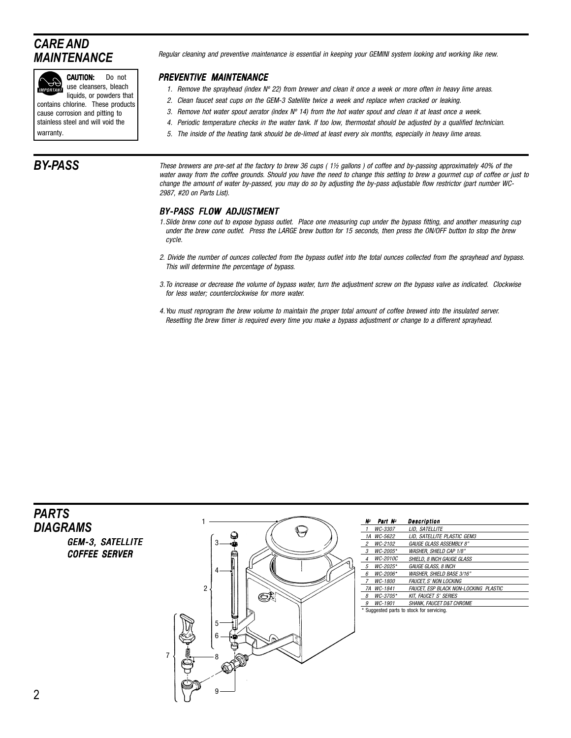## CARE AND MAINTENANCE

*Regular cleaning and preventive maintenance is essential in keeping your GEMINI system looking and working like new.*

**CAUTION:** Do not use cleansers, bleach liquids, or powders that contains chlorine. These products cause corrosion and pitting to stainless steel and will void the warranty.

### *PREVENTIVE MAINTENANCE*

1. *Remove the sprayhead (index Nº 22) from brewer and clean it once a week or more often in heavy lime areas.*
2. *Clean faucet seat cups on the GEM-3 Satellite twice a week and replace when cracked or leaking.*
3. *Remove hot water spout aerator (index Nº 14) from the hot water spout and clean it at least once a week.*
4. *Periodic temperature checks in the water tank. If too low, thermostat should be adjusted by a qualified technician.*
5. *The inside of the heating tank should be de-limed at least every six months, especially in heavy lime areas.*

## BY-PASS

*These brewers are pre-set at the factory to brew 36 cups ( 1½ gallons ) of coffee and by-passing approximately 40% of the water away from the coffee grounds. Should you have the need to change this setting to brew a gourmet cup of coffee or just to change the amount of water by-passed, you may do so by adjusting the by-pass adjustable flow restrictor (part number WC-2987, #20 on Parts List).*

### *BY-PASS FLOW ADJUSTMENT*

1. *Slide brew cone out to expose bypass outlet. Place one measuring cup under the bypass fitting, and another measuring cup under the brew cone outlet. Press the LARGE brew button for 15 seconds, then press the ON/OFF button to stop the brew cycle.*
2. *Divide the number of ounces collected from the bypass outlet into the total ounces collected from the sprayhead and bypass. This will determine the percentage of bypass.*
3. *To increase or decrease the volume of bypass water, turn the adjustment screw on the bypass valve as indicated. Clockwise for less water; counterclockwise for more water.*
4. *You must reprogram the brew volume to maintain the proper total amount of coffee brewed into the insulated server. Resetting the brew timer is required every time you make a bypass adjustment or change to a different sprayhead.*

## PARTS DIAGRAMS

### GEM-3, SATELLITE COFFEE SERVER

| Nº | Part Nº | Description |
|---|---|---|
| 1 | WC-3307 | LID, SATELLITE |
| 1A | WC-5622 | LID, SATELLITE PLASTIC GEM3 |
| 2 | WC-2102 | GAUGE GLASS ASSEMBLY 8" |
| 3 | WC-2005* | WASHER, SHIELD CAP 1/8" |
| 4 | WC-2010C | SHIELD, 8 INCH GAUGE GLASS |
| 5 | WC-2025* | GAUGE GLASS, 8 INCH |
| 6 | WC-2006* | WASHER, SHIELD BASE 3/16" |
| 7 | WC-1800 | FAUCET, S' NON LOCKING |
| 7A | WC-1841 | FAUCET, ESP BLACK NON-LOCKING PLASTIC |
| 8 | WC-3705* | KIT, FAUCET S' SERIES |
| 9 | WC-1901 | SHANK, FAUCET D&T CHROME |

\* Suggested parts to stock for servicing.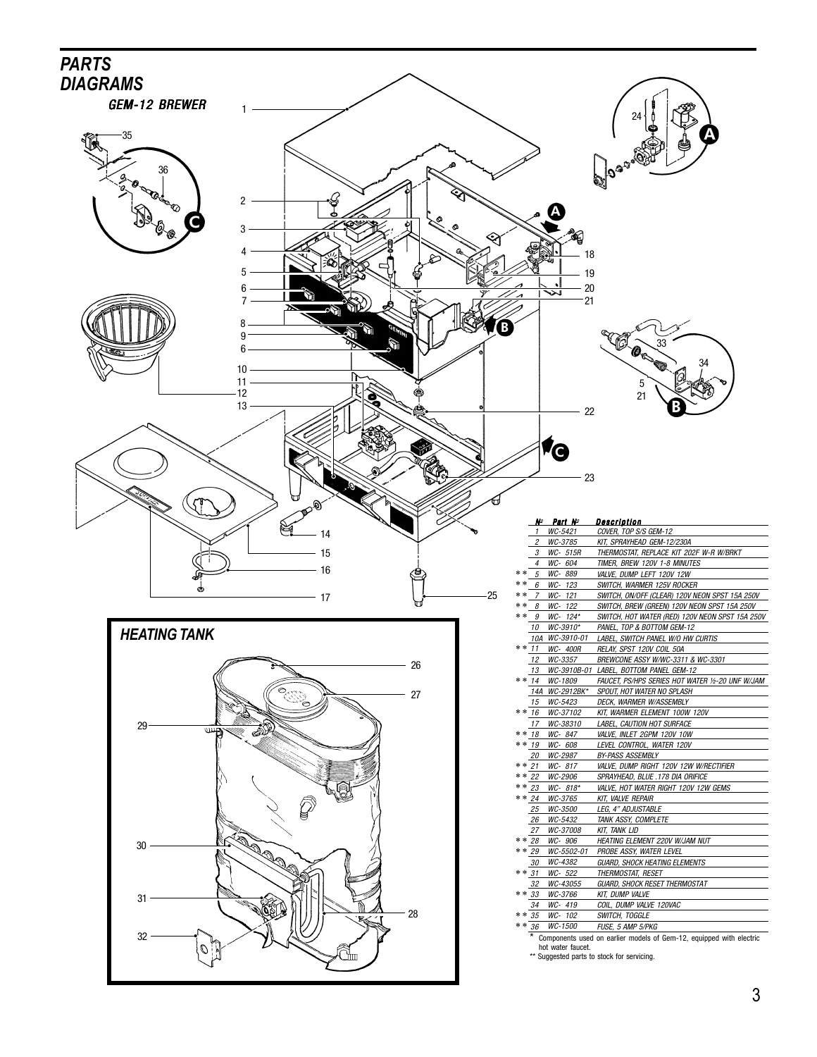# PARTS DIAGRAMS

## GEM-12 BREWER

## HEATING TANK

| | № | Part № | Description |
|---|---|---|---|
| | 1 | WC-5421 | COVER, TOP S/S GEM-12 |
| | 2 | WC-3785 | KIT, SPRAYHEAD GEM-12/230A |
| | 3 | WC- 515R | THERMOSTAT, REPLACE KIT 202F W-R W/BRKT |
| | 4 | WC- 604 | TIMER, BREW 120V 1-8 MINUTES |
| ** | 5 | WC- 889 | VALVE, DUMP LEFT 120V 12W |
| ** | 6 | WC- 123 | SWITCH, WARMER 125V ROCKER |
| ** | 7 | WC- 121 | SWITCH, ON/OFF (CLEAR) 120V NEON SPST 15A 250V |
| ** | 8 | WC- 122 | SWITCH, BREW (GREEN) 120V NEON SPST 15A 250V |
| ** | 9 | WC- 124* | SWITCH, HOT WATER (RED) 120V NEON SPST 15A 250V |
| | 10 | WC-3910* | PANEL, TOP & BOTTOM GEM-12 |
| | 10A | WC-3910-01 | LABEL, SWITCH PANEL W/O HW CURTIS |
| ** | 11 | WC- 400R | RELAY, SPST 120V COIL 50A |
| | 12 | WC-3357 | BREWCONE ASSY W/WC-3311 & WC-3301 |
| | 13 | WC-3910B-01 | LABEL, BOTTOM PANEL GEM-12 |
| ** | 14 | WC-1809 | FAUCET, PS/HPS SERIES HOT WATER ½-20 UNF W/JAM |
| | 14A | WC-2912BK* | SPOUT, HOT WATER NO SPLASH |
| | 15 | WC-5423 | DECK, WARMER W/ASSEMBLY |
| ** | 16 | WC-37102 | KIT, WARMER ELEMENT 100W 120V |
| | 17 | WC-38310 | LABEL, CAUTION HOT SURFACE |
| ** | 18 | WC- 847 | VALVE, INLET 2GPM 120V 10W |
| ** | 19 | WC- 608 | LEVEL CONTROL, WATER 120V |
| | 20 | WC-2987 | BY-PASS ASSEMBLY |
| ** | 21 | WC- 817 | VALVE, DUMP RIGHT 120V 12W W/RECTIFIER |
| ** | 22 | WC-2906 | SPRAYHEAD, BLUE .178 DIA ORIFICE |
| ** | 23 | WC- 818* | VALVE, HOT WATER RIGHT 120V 12W GEMS |
| ** | 24 | WC-3765 | KIT, VALVE REPAIR |
| | 25 | WC-3500 | LEG, 4" ADJUSTABLE |
| | 26 | WC-5432 | TANK ASSY, COMPLETE |
| | 27 | WC-37008 | KIT, TANK LID |
| ** | 28 | WC- 906 | HEATING ELEMENT 220V W/JAM NUT |
| ** | 29 | WC-5502-01 | PROBE ASSY, WATER LEVEL |
| | 30 | WC-4382 | GUARD, SHOCK HEATING ELEMENTS |
| ** | 31 | WC- 522 | THERMOSTAT, RESET |
| | 32 | WC-43055 | GUARD, SHOCK RESET THERMOSTAT |
| ** | 33 | WC-3766 | KIT, DUMP VALVE |
| | 34 | WC- 419 | COIL, DUMP VALVE 120VAC |
| ** | 35 | WC- 102 | SWITCH, TOGGLE |
| ** | 36 | WC-1500 | FUSE, 5 AMP 5/PKG |

\* Components used on earlier models of Gem-12, equipped with electric hot water faucet.

** Suggested parts to stock for servicing.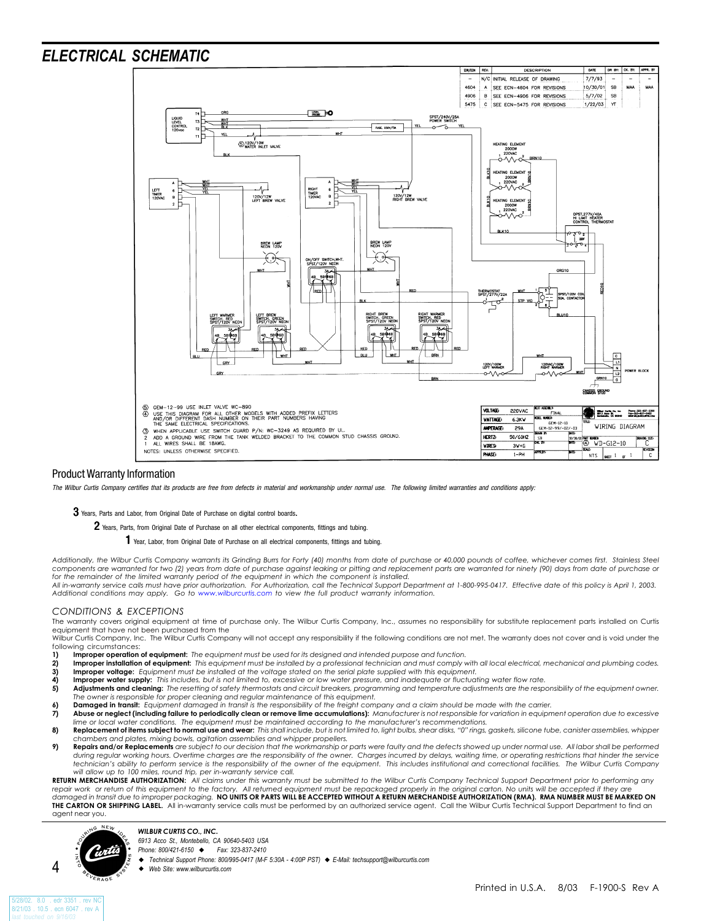## ELECTRICAL SCHEMATIC

| ECN/ECO | REV. | DESCRIPTION | DATE | DR BY: | CK. BY: | APPR. BY |
|---|---|---|---|---|---|---|
| – | N/C | INITIAL RELEASE OF DRAWING | 7/7/93 | – | – | – |
| 4604 | A | SEE ECN–4604 FOR REVISIONS | 10/30/01 | SB | MAA | MAA |
| 4906 | B | SEE ECN–4906 FOR REVISIONS | 5/7/02 | SB | | |
| 5475 | C | SEE ECN–5475 FOR REVISIONS | 1/22/03 | YT | | |

LIQUID LEVEL CONTROL 120vac
SPST/240V/25A POWER SWITCH
FUSE, 250V/15A
120V/12W WATER INLET VALVE
HEATING ELEMENT 2000W 220VAC
LEFT TIMER 120VAC
120V/12W LEFT BREW VALVE
RIGHT TIMER 120VAC
120V/12W RIGHT BREW VALVE
DPST,277V/40A HI LIMIT HEATER CONTROL THERMOSTAT
BREW LAMP NEON 120V
ON/OFF SWITCH,WHT. SPST/120V NEON
THERMOSTAT SPST/277V/22A
SPST/120V COIL 50A, CONTACTOR
LEFT WARMER SWITCH, RED SPST/120V NEON
LEFT BREW SWITCH, GREEN SPST/120V NEON
RIGHT BREW SWITCH, GREEN SPST/120V NEON
RIGHT WARMER SWITCH, RED SPST/120V NEON
120V/100W LEFT WARMER
120VAC/100W RIGHT WARMER
POWER BLOCK
CHASSIS GROUND COMMON STUD

5. GEM–12–99 USE INLET VALVE WC–890
4. USE THIS DIAGRAM FOR ALL OTHER MODELS WITH ADDED PREFIX LETTERS AND/OR DIFFERENT DASH NUMBER ON THEIR PART NUMBERS HAVING THE SAME ELECTRICAL SPECIFICATIONS.
3. WHEN APPLICABLE USE SWITCH GUARD P/N: WC–3249 AS REQUIRED BY UL.
2. ADD A GROUND WIRE FROM THE TANK WELDED BRACKET TO THE COMMON STUD CHASSIS GROUND.
1. ALL WIRES SHALL BE 18AWG.

NOTES: UNLESS OTHERWISE SPECIFIED.

| | |
|---|---|
| VOLTAGE: | 220VAC |
| WATTAGE: | 6.3KW |
| AMPERAGE: | 29A |
| HERTZ: | 50/60HZ |
| WIRES: | 3W+G |
| PHASE: | 1–PH |

NEXT ASSEMBLY: FINAL
MODEL NUMBER: GEM–12–10, GEM–12–99/–02/–03
TITLE: WIRING DIAGRAM
PART NUMBER: WD–G12–10
DRAWING SIZE: C
REVISION: C
SCALE: NTS
SHEET 1 OF 1

## Product Warranty Information

*The Wilbur Curtis Company certifies that its products are free from defects in material and workmanship under normal use. The following limited warranties and conditions apply:*

**3** Years, Parts and Labor, from Original Date of Purchase on digital control boards.

**2** Years, Parts, from Original Date of Purchase on all other electrical components, fittings and tubing.

**1** Year, Labor, from Original Date of Purchase on all electrical components, fittings and tubing.

*Additionally, the Wilbur Curtis Company warrants its Grinding Burrs for Forty (40) months from date of purchase or 40,000 pounds of coffee, whichever comes first. Stainless Steel components are warranted for two (2) years from date of purchase against leaking or pitting and replacement parts are warranted for ninety (90) days from date of purchase or for the remainder of the limited warranty period of the equipment in which the component is installed.*

*All in-warranty service calls must have prior authorization. For Authorization, call the Technical Support Department at 1-800-995-0417. Effective date of this policy is April 1, 2003. Additional conditions may apply. Go to www.wilburcurtis.com to view the full product warranty information.*

### CONDITIONS & EXCEPTIONS

The warranty covers original equipment at time of purchase only. The Wilbur Curtis Company, Inc., assumes no responsibility for substitute replacement parts installed on Curtis equipment that have not been purchased from the Wilbur Curtis Company, Inc. The Wilbur Curtis Company will not accept any responsibility if the following conditions are not met. The warranty does not cover and is void under the following circumstances:

1) **Improper operation of equipment:** *The equipment must be used for its designed and intended purpose and function.*
2) **Improper installation of equipment:** *This equipment must be installed by a professional technician and must comply with all local electrical, mechanical and plumbing codes.*
3) **Improper voltage:** *Equipment must be installed at the voltage stated on the serial plate supplied with this equipment.*
4) **Improper water supply:** *This includes, but is not limited to, excessive or low water pressure, and inadequate or fluctuating water flow rate.*
5) **Adjustments and cleaning:** *The resetting of safety thermostats and circuit breakers, programming and temperature adjustments are the responsibility of the equipment owner. The owner is responsible for proper cleaning and regular maintenance of this equipment.*
6) **Damaged in transit:** *Equipment damaged in transit is the responsibility of the freight company and a claim should be made with the carrier.*
7) **Abuse or neglect (including failure to periodically clean or remove lime accumulations):** *Manufacturer is not responsible for variation in equipment operation due to excessive lime or local water conditions. The equipment must be maintained according to the manufacturer's recommendations.*
8) **Replacement of items subject to normal use and wear:** *This shall include, but is not limited to, light bulbs, shear disks, "0" rings, gaskets, silicone tube, canister assemblies, whipper chambers and plates, mixing bowls, agitation assemblies and whipper propellers.*
9) **Repairs and/or Replacements** *are subject to our decision that the workmanship or parts were faulty and the defects showed up under normal use. All labor shall be performed during regular working hours. Overtime charges are the responsibility of the owner. Charges incurred by delays, waiting time, or operating restrictions that hinder the service technician's ability to perform service is the responsibility of the owner of the equipment. This includes institutional and correctional facilities. The Wilbur Curtis Company will allow up to 100 miles, round trip, per in-warranty service call.*

**RETURN MERCHANDISE AUTHORIZATION:** *All claims under this warranty must be submitted to the Wilbur Curtis Company Technical Support Department prior to performing any repair work or return of this equipment to the factory. All returned equipment must be repackaged properly in the original carton. No units will be accepted if they are damaged in transit due to improper packaging.* **NO UNITS OR PARTS WILL BE ACCEPTED WITHOUT A RETURN MERCHANDISE AUTHORIZATION (RMA). RMA NUMBER MUST BE MARKED ON THE CARTON OR SHIPPING LABEL.** All in-warranty service calls must be performed by an authorized service agent. Call the Wilbur Curtis Technical Support Department to find an agent near you.

**WILBUR CURTIS CO., INC.**
*6913 Acco St., Montebello, CA 90640-5403 USA*
*Phone: 800/421-6150 ◆ Fax: 323-837-2410*
◆ *Technical Support Phone: 800/995-0417 (M-F 5:30A - 4:00P PST) ◆ E-Mail: techsupport@wilburcurtis.com*
◆ *Web Site: www.wilburcurtis.com*

Printed in U.S.A. 8/03 F-1900-S Rev A